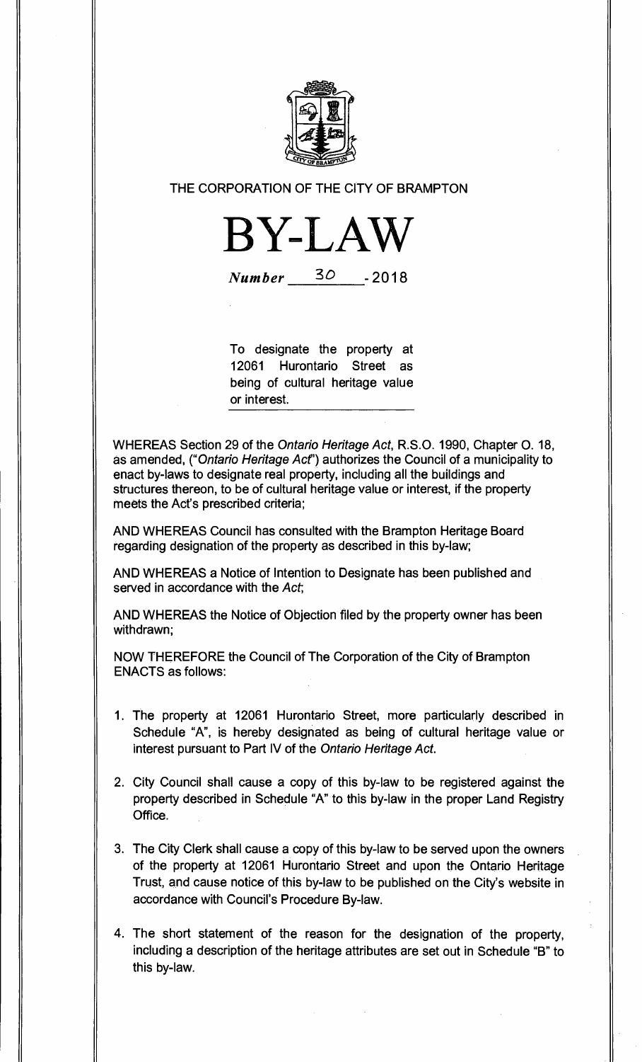THE CORPORATION OF THE CITY OF BRAMPTON

# BY-LAW

*Number* 30 - 2018

To designate the property at 12061 Hurontario Street as being of cultural heritage value or interest.

WHEREAS Section 29 of the *Ontario Heritage Act*, R.S.O. 1990, Chapter O. 18, as amended, ("*Ontario Heritage Act*") authorizes the Council of a municipality to enact by-laws to designate real property, including all the buildings and structures thereon, to be of cultural heritage value or interest, if the property meets the Act's prescribed criteria;

AND WHEREAS Council has consulted with the Brampton Heritage Board regarding designation of the property as described in this by-law;

AND WHEREAS a Notice of Intention to Designate has been published and served in accordance with the *Act*;

AND WHEREAS the Notice of Objection filed by the property owner has been withdrawn;

NOW THEREFORE the Council of The Corporation of the City of Brampton ENACTS as follows:

1. The property at 12061 Hurontario Street, more particularly described in Schedule "A", is hereby designated as being of cultural heritage value or interest pursuant to Part IV of the *Ontario Heritage Act*.

2. City Council shall cause a copy of this by-law to be registered against the property described in Schedule "A" to this by-law in the proper Land Registry Office.

3. The City Clerk shall cause a copy of this by-law to be served upon the owners of the property at 12061 Hurontario Street and upon the Ontario Heritage Trust, and cause notice of this by-law to be published on the City's website in accordance with Council's Procedure By-law.

4. The short statement of the reason for the designation of the property, including a description of the heritage attributes are set out in Schedule "B" to this by-law.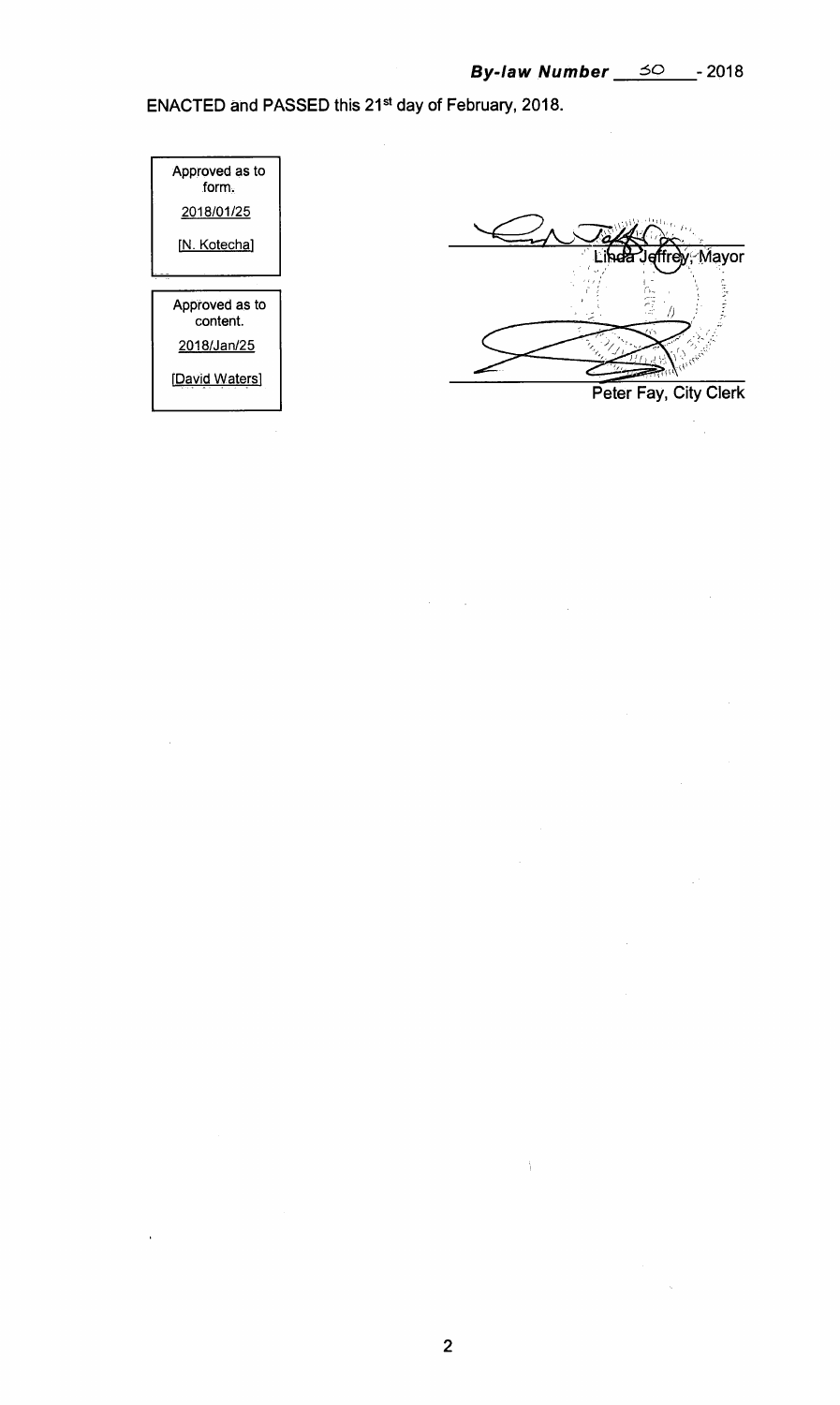***By-law Number*** ___30___ **- 2018**

ENACTED and PASSED this 21st day of February, 2018.

| Approved as to form. |
| --- |
| 2018/01/25 |
| [N. Kotecha] |

| Approved as to content. |
| --- |
| 2018/Jan/25 |
| [David Waters] |

Linda Jeffrey, Mayor

Peter Fay, City Clerk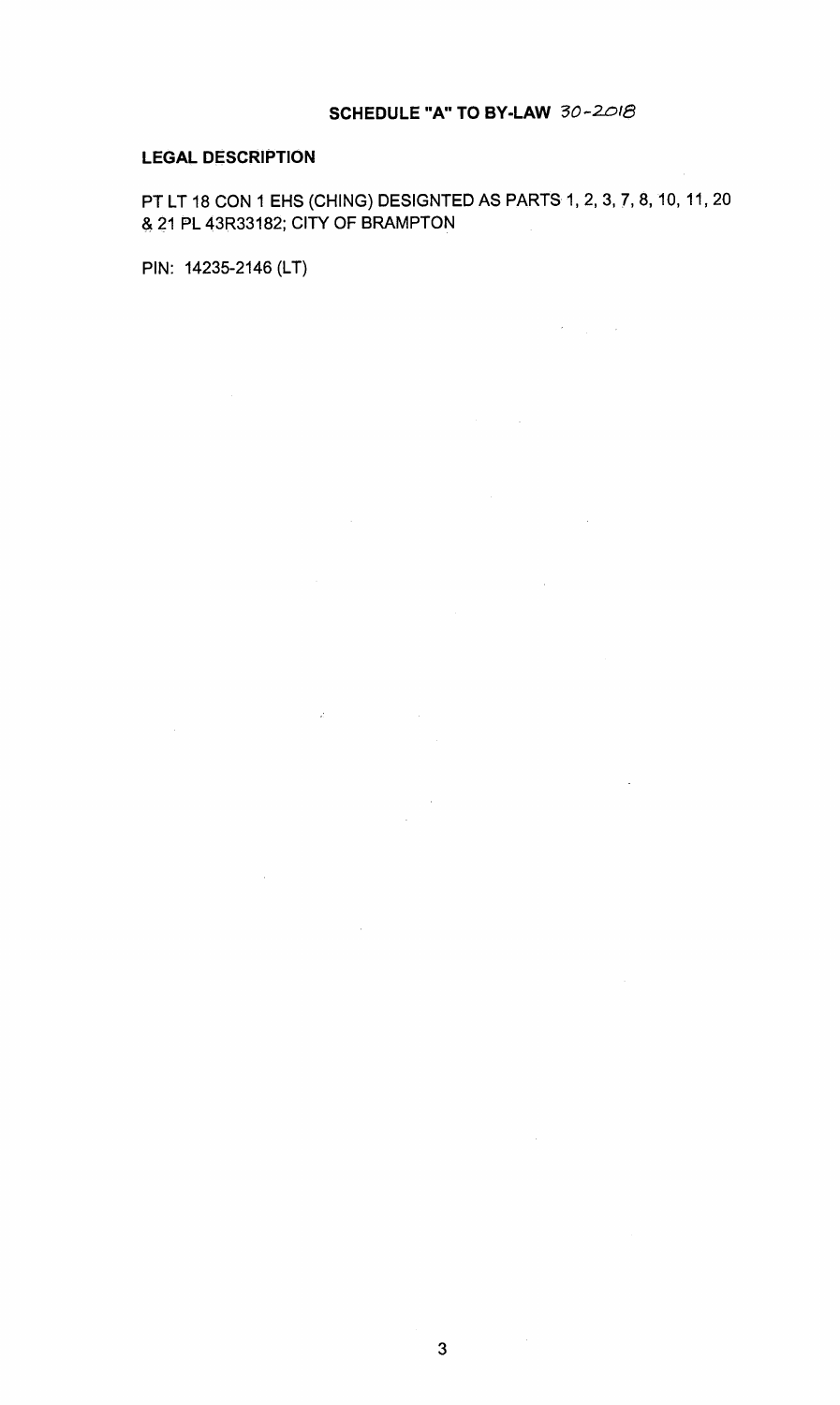## SCHEDULE "A" TO BY-LAW 30-2018

**LEGAL DESCRIPTION**

PT LT 18 CON 1 EHS (CHING) DESIGNTED AS PARTS 1, 2, 3, 7, 8, 10, 11, 20 & 21 PL 43R33182; CITY OF BRAMPTON

PIN: 14235-2146 (LT)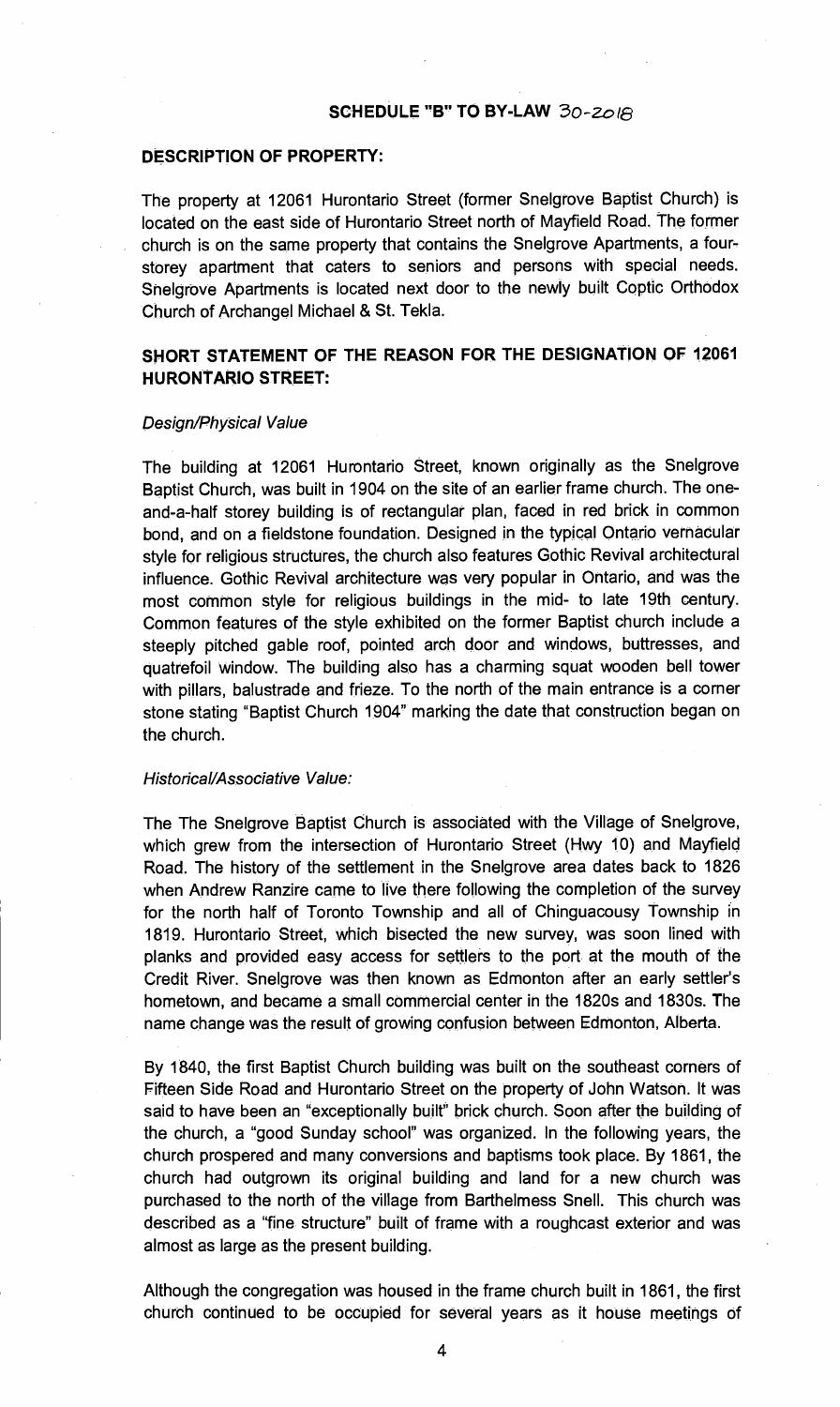## SCHEDULE "B" TO BY-LAW 30-2018

### DESCRIPTION OF PROPERTY:

The property at 12061 Hurontario Street (former Snelgrove Baptist Church) is located on the east side of Hurontario Street north of Mayfield Road. The former church is on the same property that contains the Snelgrove Apartments, a four-storey apartment that caters to seniors and persons with special needs. Snelgrove Apartments is located next door to the newly built Coptic Orthodox Church of Archangel Michael & St. Tekla.

### SHORT STATEMENT OF THE REASON FOR THE DESIGNATION OF 12061 HURONTARIO STREET:

*Design/Physical Value*

The building at 12061 Hurontario Street, known originally as the Snelgrove Baptist Church, was built in 1904 on the site of an earlier frame church. The one-and-a-half storey building is of rectangular plan, faced in red brick in common bond, and on a fieldstone foundation. Designed in the typical Ontario vernacular style for religious structures, the church also features Gothic Revival architectural influence. Gothic Revival architecture was very popular in Ontario, and was the most common style for religious buildings in the mid- to late 19th century. Common features of the style exhibited on the former Baptist church include a steeply pitched gable roof, pointed arch door and windows, buttresses, and quatrefoil window. The building also has a charming squat wooden bell tower with pillars, balustrade and frieze. To the north of the main entrance is a corner stone stating "Baptist Church 1904" marking the date that construction began on the church.

*Historical/Associative Value:*

The The Snelgrove Baptist Church is associated with the Village of Snelgrove, which grew from the intersection of Hurontario Street (Hwy 10) and Mayfield Road. The history of the settlement in the Snelgrove area dates back to 1826 when Andrew Ranzire came to live there following the completion of the survey for the north half of Toronto Township and all of Chinguacousy Township in 1819. Hurontario Street, which bisected the new survey, was soon lined with planks and provided easy access for settlers to the port at the mouth of the Credit River. Snelgrove was then known as Edmonton after an early settler's hometown, and became a small commercial center in the 1820s and 1830s. The name change was the result of growing confusion between Edmonton, Alberta.

By 1840, the first Baptist Church building was built on the southeast corners of Fifteen Side Road and Hurontario Street on the property of John Watson. It was said to have been an "exceptionally built" brick church. Soon after the building of the church, a "good Sunday school" was organized. In the following years, the church prospered and many conversions and baptisms took place. By 1861, the church had outgrown its original building and land for a new church was purchased to the north of the village from Barthelmess Snell. This church was described as a "fine structure" built of frame with a roughcast exterior and was almost as large as the present building.

Although the congregation was housed in the frame church built in 1861, the first church continued to be occupied for several years as it house meetings of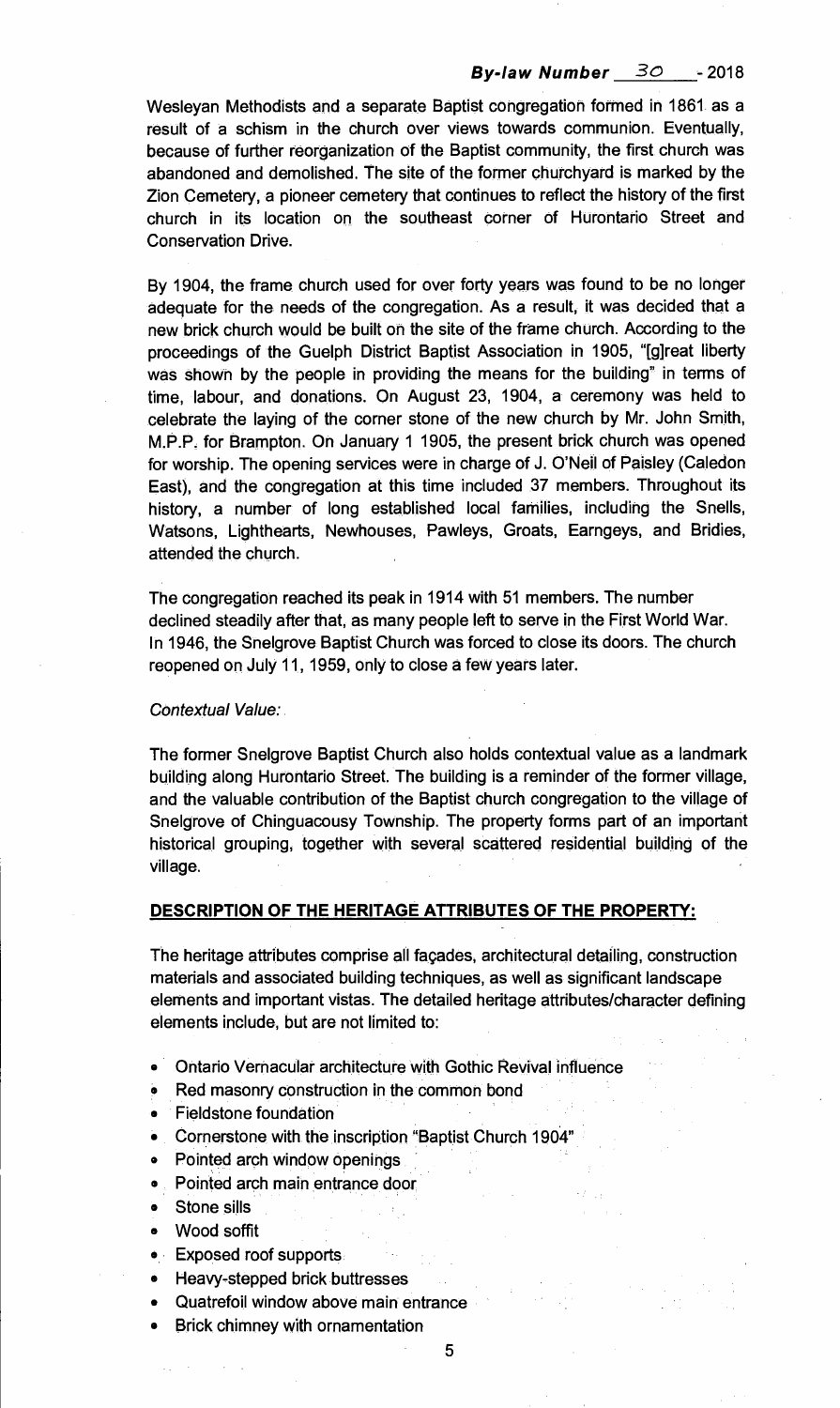Wesleyan Methodists and a separate Baptist congregation formed in 1861 as a result of a schism in the church over views towards communion. Eventually, because of further reorganization of the Baptist community, the first church was abandoned and demolished. The site of the former churchyard is marked by the Zion Cemetery, a pioneer cemetery that continues to reflect the history of the first church in its location on the southeast corner of Hurontario Street and Conservation Drive.

By 1904, the frame church used for over forty years was found to be no longer adequate for the needs of the congregation. As a result, it was decided that a new brick church would be built on the site of the frame church. According to the proceedings of the Guelph District Baptist Association in 1905, "[g]reat liberty was shown by the people in providing the means for the building" in terms of time, labour, and donations. On August 23, 1904, a ceremony was held to celebrate the laying of the corner stone of the new church by Mr. John Smith, M.P.P. for Brampton. On January 1 1905, the present brick church was opened for worship. The opening services were in charge of J. O'Neil of Paisley (Caledon East), and the congregation at this time included 37 members. Throughout its history, a number of long established local families, including the Snells, Watsons, Lighthearts, Newhouses, Pawleys, Groats, Earngeys, and Bridies, attended the church.

The congregation reached its peak in 1914 with 51 members. The number declined steadily after that, as many people left to serve in the First World War. In 1946, the Snelgrove Baptist Church was forced to close its doors. The church reopened on July 11, 1959, only to close a few years later.

*Contextual Value:*

The former Snelgrove Baptist Church also holds contextual value as a landmark building along Hurontario Street. The building is a reminder of the former village, and the valuable contribution of the Baptist church congregation to the village of Snelgrove of Chinguacousy Township. The property forms part of an important historical grouping, together with several scattered residential building of the village.

**DESCRIPTION OF THE HERITAGE ATTRIBUTES OF THE PROPERTY:**

The heritage attributes comprise all façades, architectural detailing, construction materials and associated building techniques, as well as significant landscape elements and important vistas. The detailed heritage attributes/character defining elements include, but are not limited to:

- Ontario Vernacular architecture with Gothic Revival influence
- Red masonry construction in the common bond
- Fieldstone foundation
- Cornerstone with the inscription "Baptist Church 1904"
- Pointed arch window openings
- Pointed arch main entrance door
- Stone sills
- Wood soffit
- Exposed roof supports
- Heavy-stepped brick buttresses
- Quatrefoil window above main entrance
- Brick chimney with ornamentation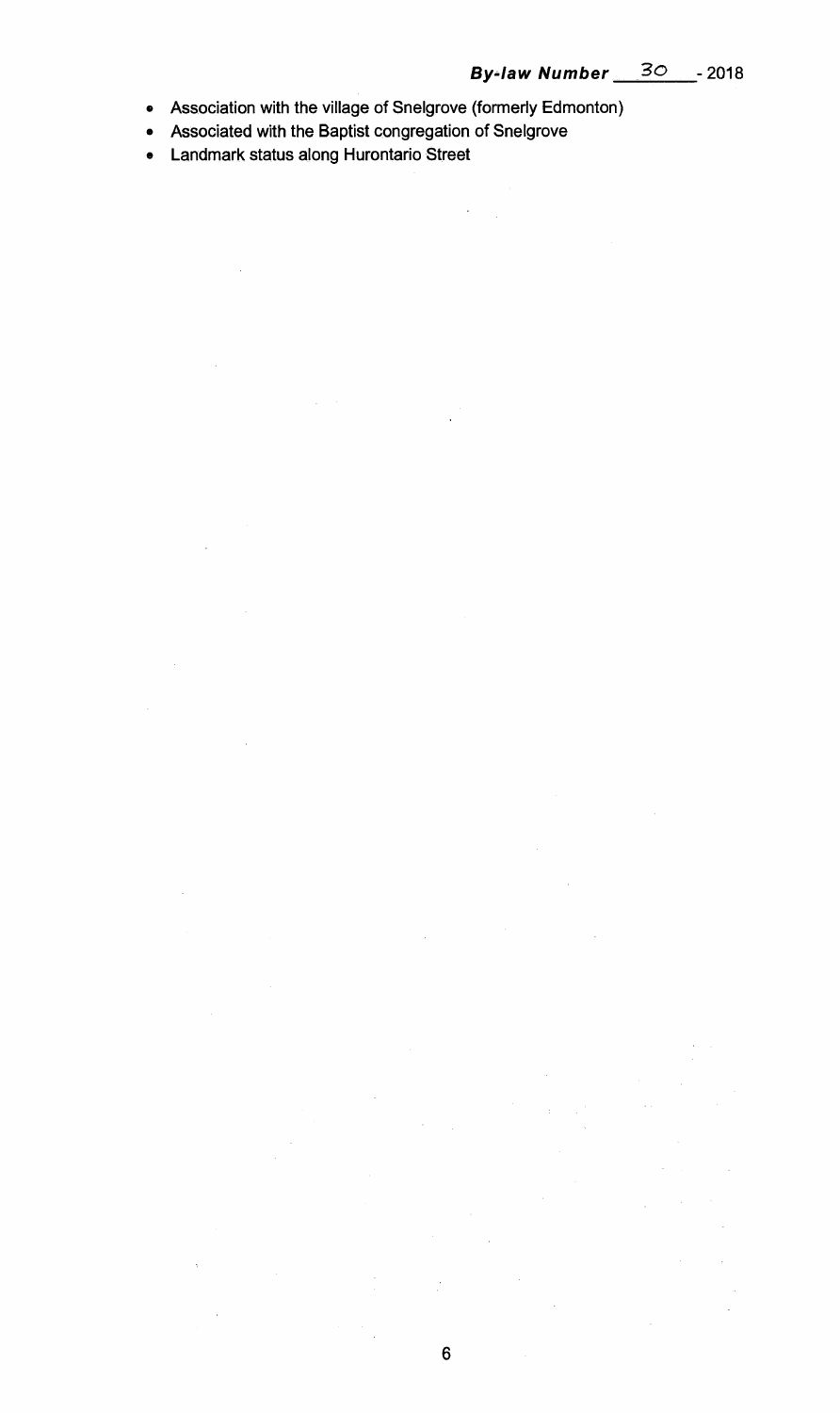- Association with the village of Snelgrove (formerly Edmonton)
- Associated with the Baptist congregation of Snelgrove
- Landmark status along Hurontario Street